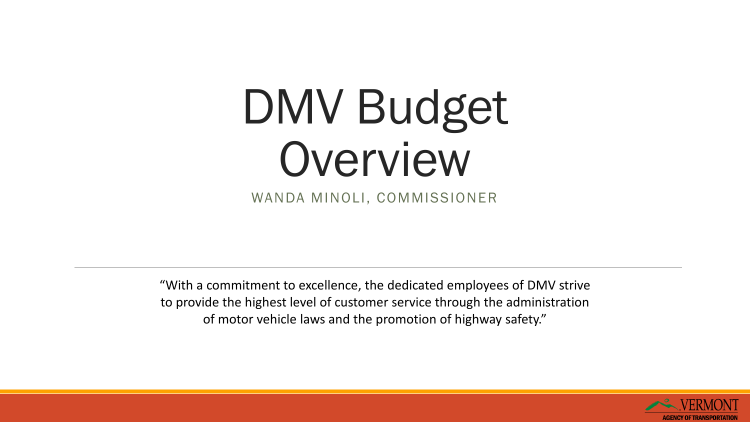# DMV Budget Overview

WANDA MINOLI, COMMISSIONER

"With a commitment to excellence, the dedicated employees of DMV strive to provide the highest level of customer service through the administration of motor vehicle laws and the promotion of highway safety."

VERMONT AGENCY OF TRANSPORTATION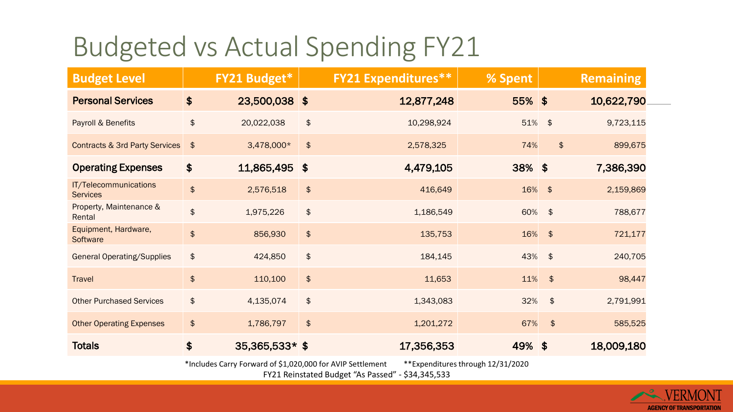# Budgeted vs Actual Spending FY21

| Budget Level | FY21 Budget* | FY21 Expenditures** | % Spent | Remaining |
|---|---|---|---|---|
| **Personal Services** | **$ 23,500,038** | **$ 12,877,248** | **55%** | **$ 10,622,790** |
| Payroll & Benefits | $ 20,022,038 | $ 10,298,924 | 51% | $ 9,723,115 |
| Contracts & 3rd Party Services | $ 3,478,000* | $ 2,578,325 | 74% | $ 899,675 |
| **Operating Expenses** | **$ 11,865,495** | **$ 4,479,105** | **38%** | **$ 7,386,390** |
| IT/Telecommunications Services | $ 2,576,518 | $ 416,649 | 16% | $ 2,159,869 |
| Property, Maintenance & Rental | $ 1,975,226 | $ 1,186,549 | 60% | $ 788,677 |
| Equipment, Hardware, Software | $ 856,930 | $ 135,753 | 16% | $ 721,177 |
| General Operating/Supplies | $ 424,850 | $ 184,145 | 43% | $ 240,705 |
| Travel | $ 110,100 | $ 11,653 | 11% | $ 98,447 |
| Other Purchased Services | $ 4,135,074 | $ 1,343,083 | 32% | $ 2,791,991 |
| Other Operating Expenses | $ 1,786,797 | $ 1,201,272 | 67% | $ 585,525 |
| **Totals** | **$ 35,365,533*** | **$ 17,356,353** | **49%** | **$ 18,009,180** |

*Includes Carry Forward of $1,020,000 for AVIP Settlement **Expenditures through 12/31/2020

FY21 Reinstated Budget "As Passed" - $34,345,533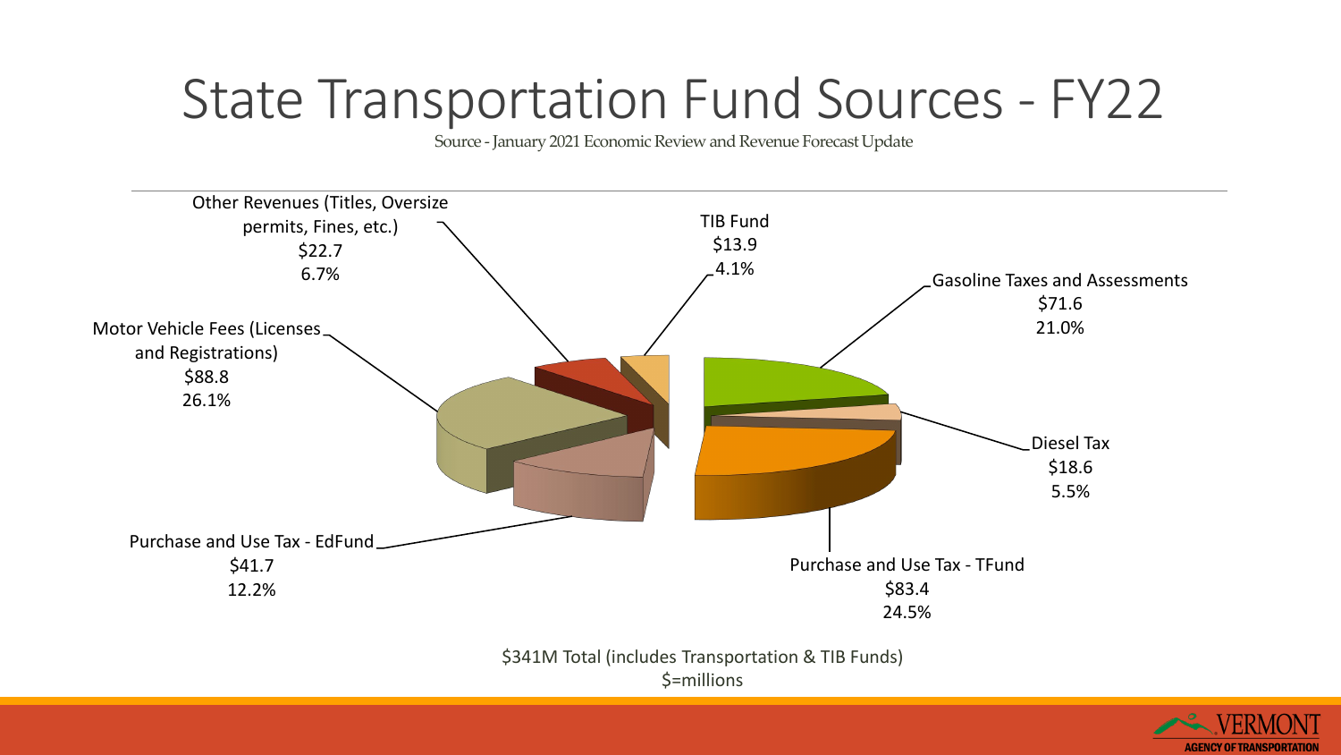# State Transportation Fund Sources - FY22

Source - January 2021 Economic Review and Revenue Forecast Update

Other Revenues (Titles, Oversize permits, Fines, etc.)
$22.7
6.7%

TIB Fund
$13.9
4.1%

Gasoline Taxes and Assessments
$71.6
21.0%

Motor Vehicle Fees (Licenses and Registrations)
$88.8
26.1%

Diesel Tax
$18.6
5.5%

Purchase and Use Tax - EdFund
$41.7
12.2%

Purchase and Use Tax - TFund
$83.4
24.5%

$341M Total (includes Transportation & TIB Funds)
$=millions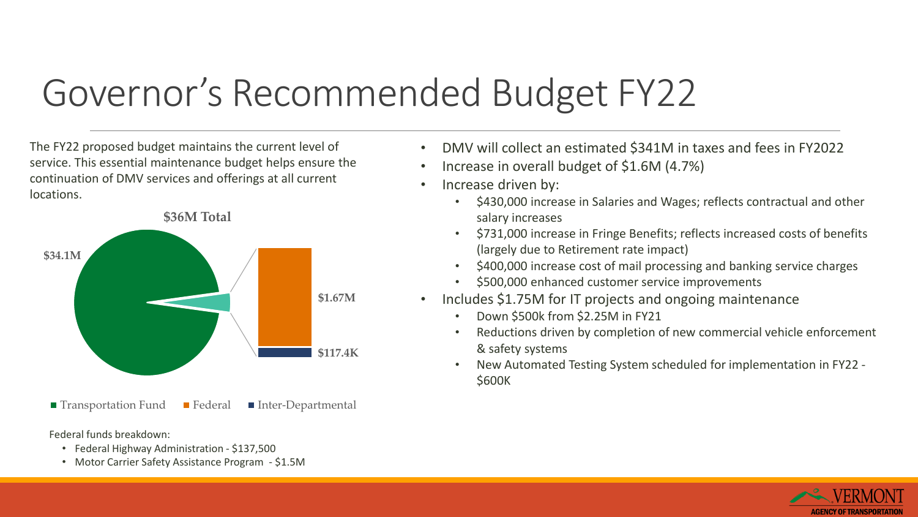# Governor's Recommended Budget FY22

The FY22 proposed budget maintains the current level of service. This essential maintenance budget helps ensure the continuation of DMV services and offerings at all current locations.

**$36M Total**

- Transportation Fund: $34.1M
- Federal: $1.67M
- Inter-Departmental: $117.4K

Federal funds breakdown:

- Federal Highway Administration - $137,500
- Motor Carrier Safety Assistance Program - $1.5M

- DMV will collect an estimated $341M in taxes and fees in FY2022
- Increase in overall budget of $1.6M (4.7%)
- Increase driven by:
  - $430,000 increase in Salaries and Wages; reflects contractual and other salary increases
  - $731,000 increase in Fringe Benefits; reflects increased costs of benefits (largely due to Retirement rate impact)
  - $400,000 increase cost of mail processing and banking service charges
  - $500,000 enhanced customer service improvements
- Includes $1.75M for IT projects and ongoing maintenance
  - Down $500k from $2.25M in FY21
  - Reductions driven by completion of new commercial vehicle enforcement & safety systems
  - New Automated Testing System scheduled for implementation in FY22 - $600K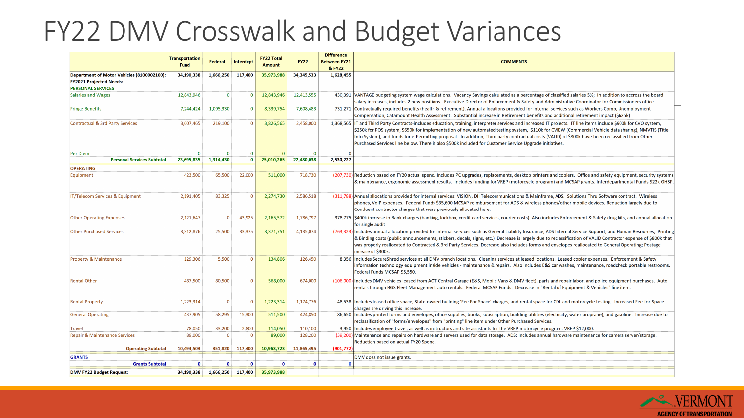# FY22 DMV Crosswalk and Budget Variances

| | Transportation Fund | Federal | Interdept | FY22 Total Amount | FY22 | Difference Between FY21 & FY22 | COMMENTS |
|---|---|---|---|---|---|---|---|
| **Department of Motor Vehicles (8100002100): FY2021 Projected Needs:** | **34,190,338** | **1,666,250** | **117,400** | **35,973,988** | **34,345,533** | **1,628,455** | |
| **PERSONAL SERVICES** | | | | | | | |
| Salaries and Wages | 12,843,946 | 0 | 0 | 12,843,946 | 12,413,555 | 430,391 | VANTAGE budgeting system wage calculations. Vacancy Savings calculated as a percentage of classified salaries 5%; In addition to accross the board salary increases, includes 2 new positions - Executive Director of Enforcement & Safety and Administrative Coordinator for Commissioners office. |
| Fringe Benefits | 7,244,424 | 1,095,330 | 0 | 8,339,754 | 7,608,483 | 731,271 | Contractually required benefits (health & retirement). Annual allocations provided for internal services such as Workers Comp, Unemployment Compensation, Catamount Health Assessment. Substantial increase in Retirement benefits and additional retirement impact ($625k) |
| Contractual & 3rd Party Services | 3,607,465 | 219,100 | 0 | 3,826,565 | 2,458,000 | 1,368,565 | IT and Third Party Contracts-includes education, training, interpreter services and increased IT projects. IT line items include $900k for CVO system, $250k for POS system, $650k for implementation of new automated testing system, $110k for CVIEW (Commercial Vehicle data sharing), NMVTIS (Title Info System), and funds for e-Permitting proposal. In addition, Third party contractual costs (VALID) of $800k have been reclassified from Other Purchased Services line below. There is also $500k included for Customer Service Upgrade initiatives. |
| Per Diem | 0 | 0 | 0 | 0 | 0 | 0 | |
| **Personal Services Subtotal** | **23,695,835** | **1,314,430** | **0** | **25,010,265** | **22,480,038** | **2,530,227** | |
| **OPERATING** | | | | | | | |
| Equipment | 423,500 | 65,500 | 22,000 | 511,000 | 718,730 | (207,730) | Reduction based on FY20 actual spend. Includes PC upgrades, replacements, desktop printers and copiers. Office and safety equipment, security systems & maintenance, ergonomic assessment results. Includes funding for VREP (motorcycle program) and MCSAP grants. Interdepartmental Funds $22k GHSP. |
| IT/Telecom Services & Equipment | 2,191,405 | 83,325 | 0 | 2,274,730 | 2,586,518 | (311,788) | Annual allocations provided for internal services: VISION, DII Telecommunications & Mainframe, ADS. Solutions Thru Software contract. Wireless phones, VoIP expenses. Federal Funds $35,600 MCSAP reimbursement for ADS & wireless phones/other mobile devices. Reduction largely due to Conduent contractor charges that were previously allocated here. |
| Other Operating Expenses | 2,121,647 | 0 | 43,925 | 2,165,572 | 1,786,797 | 378,775 | $400k increase in Bank charges (banking, lockbox, credit card services, courier costs). Also includes Enforcement & Safety drug kits, and annual allocation for single audit |
| Other Purchased Services | 3,312,876 | 25,500 | 33,375 | 3,371,751 | 4,135,074 | (763,323) | Includes annual allocation provided for internal services such as General Liability Insurance, ADS Internal Service Support, and Human Resources, Printing & Binding costs (public announcements, stickers, decals, signs, etc.) Decrease is largely due to reclassification of VALID Contractor expense of $800k that was properly reallocated to Contracted & 3rd Party Services. Decrease also includes forms and envelopes reallocated to General Operating; Postage increase of $300k. |
| Property & Maintenance | 129,306 | 5,500 | 0 | 134,806 | 126,450 | 8,356 | Includes SecureShred services at all DMV branch locations. Cleaning services at leased locations. Leased copier expenses. Enforcement & Safety information technology equipment inside vehicles - maintenance & repairs. Also includes E&S car washes, maintenance, roadcheck portable restrooms. Federal Funds MCSAP $5,550. |
| Rental Other | 487,500 | 80,500 | 0 | 568,000 | 674,000 | (106,000) | Includes DMV vehicles leased from AOT Central Garage (E&S, Mobile Vans & DMV fleet), parts and repair labor, and police equipment purchases. Auto rentals through BGS Fleet Management auto rentals. Federal MCSAP Funds. Decrease in "Rental of Equipment & Vehicles" line item. |
| Rental Property | 1,223,314 | 0 | 0 | 1,223,314 | 1,174,776 | 48,538 | Includes leased office space, State-owned building 'Fee For Space' charges, and rental space for CDL and motorcycle testing. Increased Fee-for-Space charges are driving this increase. |
| General Operating | 437,905 | 58,295 | 15,300 | 511,500 | 424,850 | 86,650 | Includes printed forms and envelopes, office supplies, books, subscription, building utilities (electricity, water proprane), and gasoline. Increase due to reclassification of "forms/envelopes" from "printing" line item under Other Purchased Services. |
| Travel | 78,050 | 33,200 | 2,800 | 114,050 | 110,100 | 3,950 | Includes employee travel, as well as instructors and site assistants for the VREP motorcycle program. VREP $12,000. |
| Repair & Maintenance Services | 89,000 | 0 | 0 | 89,000 | 128,200 | (39,200) | Maintenance and repairs on hardware and servers used for data storage. ADS: Includes annual hardware maintenance for camera server/storage. Reduction based on actual FY20 Spend. |
| **Operating Subtotal** | **10,494,503** | **351,820** | **117,400** | **10,963,723** | **11,865,495** | **(901,772)** | |
| **GRANTS** | | | | | | | DMV does not issue grants. |
| **Grants Subtotal** | **0** | **0** | **0** | **0** | **0** | **0** | |
| **DMV FY22 Budget Request:** | **34,190,338** | **1,666,250** | **117,400** | **35,973,988** | | | |